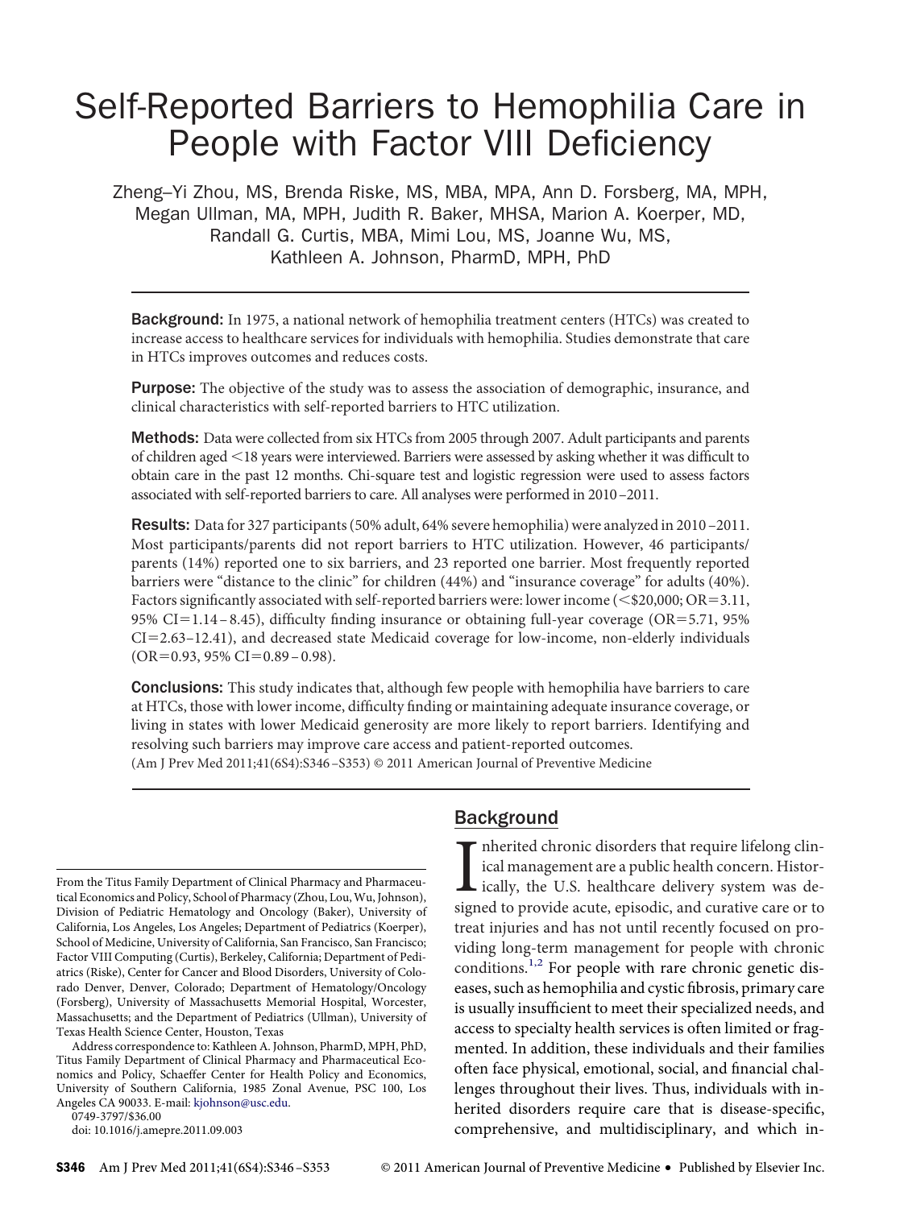# Self-Reported Barriers to Hemophilia Care in People with Factor VIII Deficiency

Zheng–Yi Zhou, MS, Brenda Riske, MS, MBA, MPA, Ann D. Forsberg, MA, MPH, Megan Ullman, MA, MPH, Judith R. Baker, MHSA, Marion A. Koerper, MD, Randall G. Curtis, MBA, Mimi Lou, MS, Joanne Wu, MS, Kathleen A. Johnson, PharmD, MPH, PhD

**Background:** In 1975, a national network of hemophilia treatment centers (HTCs) was created to increase access to healthcare services for individuals with hemophilia. Studies demonstrate that care in HTCs improves outcomes and reduces costs.

**Purpose:** The objective of the study was to assess the association of demographic, insurance, and clinical characteristics with self-reported barriers to HTC utilization.

**Methods:** Data were collected from six HTCs from 2005 through 2007. Adult participants and parents of children aged <18 years were interviewed. Barriers were assessed by asking whether it was difficult to obtain care in the past 12 months. Chi-square test and logistic regression were used to assess factors associated with self-reported barriers to care. All analyses were performed in 2010–2011.

**Results:** Data for 327 participants (50% adult, 64% severe hemophilia) were analyzed in 2010–2011. Most participants/parents did not report barriers to HTC utilization. However, 46 participants/parents (14%) reported one to six barriers, and 23 reported one barrier. Most frequently reported barriers were "distance to the clinic" for children (44%) and "insurance coverage" for adults (40%). Factors significantly associated with self-reported barriers were: lower income (<\$20,000; OR=3.11, 95% CI=1.14–8.45), difficulty finding insurance or obtaining full-year coverage (OR=5.71, 95% CI=2.63–12.41), and decreased state Medicaid coverage for low-income, non-elderly individuals (OR=0.93, 95% CI=0.89–0.98).

**Conclusions:** This study indicates that, although few people with hemophilia have barriers to care at HTCs, those with lower income, difficulty finding or maintaining adequate insurance coverage, or living in states with lower Medicaid generosity are more likely to report barriers. Identifying and resolving such barriers may improve care access and patient-reported outcomes.

(Am J Prev Med 2011;41(6S4):S346–S353) © 2011 American Journal of Preventive Medicine

## Background

Inherited chronic disorders that require lifelong clinical management are a public health concern. Historically, the U.S. healthcare delivery system was designed to provide acute, episodic, and curative care or to treat injuries and has not until recently focused on providing long-term management for people with chronic conditions.[1,2] For people with rare chronic genetic diseases, such as hemophilia and cystic fibrosis, primary care is usually insufficient to meet their specialized needs, and access to specialty health services is often limited or fragmented. In addition, these individuals and their families often face physical, emotional, social, and financial challenges throughout their lives. Thus, individuals with inherited disorders require care that is disease-specific, comprehensive, and multidisciplinary, and which in-

From the Titus Family Department of Clinical Pharmacy and Pharmaceutical Economics and Policy, School of Pharmacy (Zhou, Lou, Wu, Johnson), Division of Pediatric Hematology and Oncology (Baker), University of California, Los Angeles, Los Angeles; Department of Pediatrics (Koerper), School of Medicine, University of California, San Francisco, San Francisco; Factor VIII Computing (Curtis), Berkeley, California; Department of Pediatrics (Riske), Center for Cancer and Blood Disorders, University of Colorado Denver, Denver, Colorado; Department of Hematology/Oncology (Forsberg), University of Massachusetts Memorial Hospital, Worcester, Massachusetts; and the Department of Pediatrics (Ullman), University of Texas Health Science Center, Houston, Texas

Address correspondence to: Kathleen A. Johnson, PharmD, MPH, PhD, Titus Family Department of Clinical Pharmacy and Pharmaceutical Economics and Policy, Schaeffer Center for Health Policy and Economics, University of Southern California, 1985 Zonal Avenue, PSC 100, Los Angeles CA 90033. E-mail: kjohnson@usc.edu.

0749-3797/\$36.00

doi: 10.1016/j.amepre.2011.09.003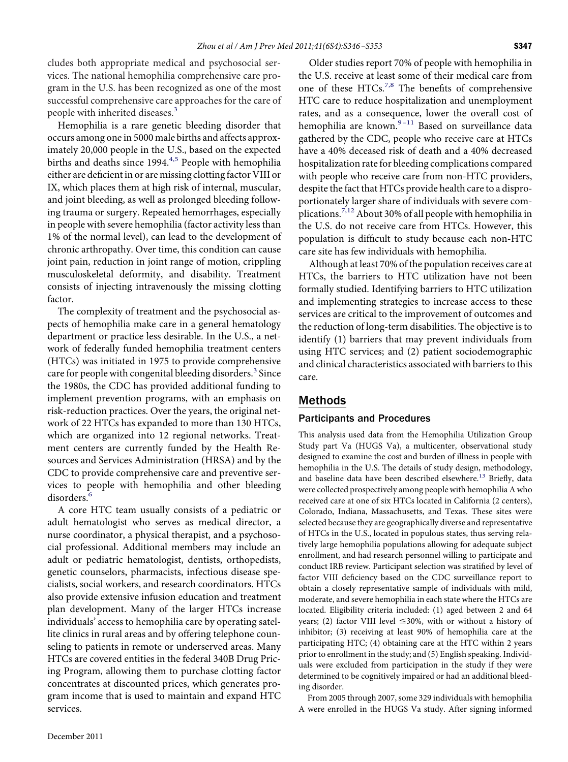cludes both appropriate medical and psychosocial services. The national hemophilia comprehensive care program in the U.S. has been recognized as one of the most successful comprehensive care approaches for the care of people with inherited diseases.[3]

Hemophilia is a rare genetic bleeding disorder that occurs among one in 5000 male births and affects approximately 20,000 people in the U.S., based on the expected births and deaths since 1994.[4,5] People with hemophilia either are deficient in or are missing clotting factor VIII or IX, which places them at high risk of internal, muscular, and joint bleeding, as well as prolonged bleeding following trauma or surgery. Repeated hemorrhages, especially in people with severe hemophilia (factor activity less than 1% of the normal level), can lead to the development of chronic arthropathy. Over time, this condition can cause joint pain, reduction in joint range of motion, crippling musculoskeletal deformity, and disability. Treatment consists of injecting intravenously the missing clotting factor.

The complexity of treatment and the psychosocial aspects of hemophilia make care in a general hematology department or practice less desirable. In the U.S., a network of federally funded hemophilia treatment centers (HTCs) was initiated in 1975 to provide comprehensive care for people with congenital bleeding disorders.[3] Since the 1980s, the CDC has provided additional funding to implement prevention programs, with an emphasis on risk-reduction practices. Over the years, the original network of 22 HTCs has expanded to more than 130 HTCs, which are organized into 12 regional networks. Treatment centers are currently funded by the Health Resources and Services Administration (HRSA) and by the CDC to provide comprehensive care and preventive services to people with hemophilia and other bleeding disorders.[6]

A core HTC team usually consists of a pediatric or adult hematologist who serves as medical director, a nurse coordinator, a physical therapist, and a psychosocial professional. Additional members may include an adult or pediatric hematologist, dentists, orthopedists, genetic counselors, pharmacists, infectious disease specialists, social workers, and research coordinators. HTCs also provide extensive infusion education and treatment plan development. Many of the larger HTCs increase individuals' access to hemophilia care by operating satellite clinics in rural areas and by offering telephone counseling to patients in remote or underserved areas. Many HTCs are covered entities in the federal 340B Drug Pricing Program, allowing them to purchase clotting factor concentrates at discounted prices, which generates program income that is used to maintain and expand HTC services.

Older studies report 70% of people with hemophilia in the U.S. receive at least some of their medical care from one of these HTCs.[7,8] The benefits of comprehensive HTC care to reduce hospitalization and unemployment rates, and as a consequence, lower the overall cost of hemophilia are known.[9–11] Based on surveillance data gathered by the CDC, people who receive care at HTCs have a 40% deceased risk of death and a 40% decreased hospitalization rate for bleeding complications compared with people who receive care from non-HTC providers, despite the fact that HTCs provide health care to a disproportionately larger share of individuals with severe complications.[7,12] About 30% of all people with hemophilia in the U.S. do not receive care from HTCs. However, this population is difficult to study because each non-HTC care site has few individuals with hemophilia.

Although at least 70% of the population receives care at HTCs, the barriers to HTC utilization have not been formally studied. Identifying barriers to HTC utilization and implementing strategies to increase access to these services are critical to the improvement of outcomes and the reduction of long-term disabilities. The objective is to identify (1) barriers that may prevent individuals from using HTC services; and (2) patient sociodemographic and clinical characteristics associated with barriers to this care.

## Methods

### Participants and Procedures

This analysis used data from the Hemophilia Utilization Group Study part Va (HUGS Va), a multicenter, observational study designed to examine the cost and burden of illness in people with hemophilia in the U.S. The details of study design, methodology, and baseline data have been described elsewhere.[13] Briefly, data were collected prospectively among people with hemophilia A who received care at one of six HTCs located in California (2 centers), Colorado, Indiana, Massachusetts, and Texas. These sites were selected because they are geographically diverse and representative of HTCs in the U.S., located in populous states, thus serving relatively large hemophilia populations allowing for adequate subject enrollment, and had research personnel willing to participate and conduct IRB review. Participant selection was stratified by level of factor VIII deficiency based on the CDC surveillance report to obtain a closely representative sample of individuals with mild, moderate, and severe hemophilia in each state where the HTCs are located. Eligibility criteria included: (1) aged between 2 and 64 years; (2) factor VIII level $\leq$30%, with or without a history of inhibitor; (3) receiving at least 90% of hemophilia care at the participating HTC; (4) obtaining care at the HTC within 2 years prior to enrollment in the study; and (5) English speaking. Individuals were excluded from participation in the study if they were determined to be cognitively impaired or had an additional bleeding disorder.

From 2005 through 2007, some 329 individuals with hemophilia A were enrolled in the HUGS Va study. After signing informed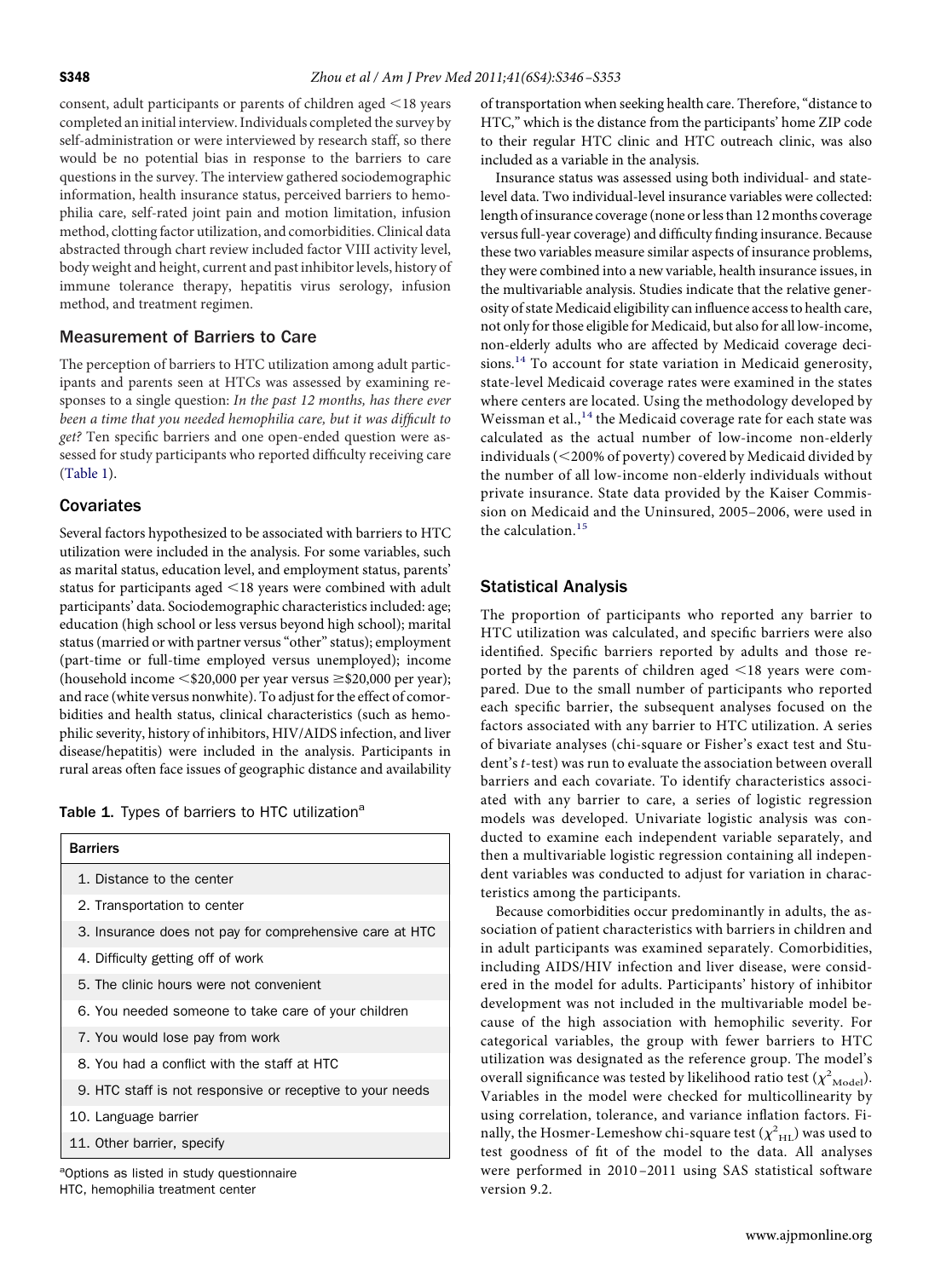consent, adult participants or parents of children aged <18 years completed an initial interview. Individuals completed the survey by self-administration or were interviewed by research staff, so there would be no potential bias in response to the barriers to care questions in the survey. The interview gathered sociodemographic information, health insurance status, perceived barriers to hemophilia care, self-rated joint pain and motion limitation, infusion method, clotting factor utilization, and comorbidities. Clinical data abstracted through chart review included factor VIII activity level, body weight and height, current and past inhibitor levels, history of immune tolerance therapy, hepatitis virus serology, infusion method, and treatment regimen.

## Measurement of Barriers to Care

The perception of barriers to HTC utilization among adult participants and parents seen at HTCs was assessed by examining responses to a single question: *In the past 12 months, has there ever been a time that you needed hemophilia care, but it was difficult to get?* Ten specific barriers and one open-ended question were assessed for study participants who reported difficulty receiving care (Table 1).

## Covariates

Several factors hypothesized to be associated with barriers to HTC utilization were included in the analysis. For some variables, such as marital status, education level, and employment status, parents' status for participants aged <18 years were combined with adult participants' data. Sociodemographic characteristics included: age; education (high school or less versus beyond high school); marital status (married or with partner versus "other" status); employment (part-time or full-time employed versus unemployed); income (household income <\$20,000 per year versus ≥\$20,000 per year); and race (white versus nonwhite). To adjust for the effect of comorbidities and health status, clinical characteristics (such as hemophilic severity, history of inhibitors, HIV/AIDS infection, and liver disease/hepatitis) were included in the analysis. Participants in rural areas often face issues of geographic distance and availability of transportation when seeking health care. Therefore, "distance to HTC," which is the distance from the participants' home ZIP code to their regular HTC clinic and HTC outreach clinic, was also included as a variable in the analysis.

**Table 1.** Types of barriers to HTC utilization[a]

| Barriers |
|---|
| 1. Distance to the center |
| 2. Transportation to center |
| 3. Insurance does not pay for comprehensive care at HTC |
| 4. Difficulty getting off of work |
| 5. The clinic hours were not convenient |
| 6. You needed someone to take care of your children |
| 7. You would lose pay from work |
| 8. You had a conflict with the staff at HTC |
| 9. HTC staff is not responsive or receptive to your needs |
| 10. Language barrier |
| 11. Other barrier, specify |

[a]Options as listed in study questionnaire
HTC, hemophilia treatment center

Insurance status was assessed using both individual- and state-level data. Two individual-level insurance variables were collected: length of insurance coverage (none or less than 12 months coverage versus full-year coverage) and difficulty finding insurance. Because these two variables measure similar aspects of insurance problems, they were combined into a new variable, health insurance issues, in the multivariable analysis. Studies indicate that the relative generosity of state Medicaid eligibility can influence access to health care, not only for those eligible for Medicaid, but also for all low-income, non-elderly adults who are affected by Medicaid coverage decisions.[14] To account for state variation in Medicaid generosity, state-level Medicaid coverage rates were examined in the states where centers are located. Using the methodology developed by Weissman et al.,[14] the Medicaid coverage rate for each state was calculated as the actual number of low-income non-elderly individuals (<200% of poverty) covered by Medicaid divided by the number of all low-income non-elderly individuals without private insurance. State data provided by the Kaiser Commission on Medicaid and the Uninsured, 2005–2006, were used in the calculation.[15]

## Statistical Analysis

The proportion of participants who reported any barrier to HTC utilization was calculated, and specific barriers were also identified. Specific barriers reported by adults and those reported by the parents of children aged <18 years were compared. Due to the small number of participants who reported each specific barrier, the subsequent analyses focused on the factors associated with any barrier to HTC utilization. A series of bivariate analyses (chi-square or Fisher's exact test and Student's *t*-test) was run to evaluate the association between overall barriers and each covariate. To identify characteristics associated with any barrier to care, a series of logistic regression models was developed. Univariate logistic analysis was conducted to examine each independent variable separately, and then a multivariable logistic regression containing all independent variables was conducted to adjust for variation in characteristics among the participants.

Because comorbidities occur predominantly in adults, the association of patient characteristics with barriers in children and in adult participants was examined separately. Comorbidities, including AIDS/HIV infection and liver disease, were considered in the model for adults. Participants' history of inhibitor development was not included in the multivariable model because of the high association with hemophilic severity. For categorical variables, the group with fewer barriers to HTC utilization was designated as the reference group. The model's overall significance was tested by likelihood ratio test ($\chi^2_{Model}$). Variables in the model were checked for multicollinearity by using correlation, tolerance, and variance inflation factors. Finally, the Hosmer-Lemeshow chi-square test ($\chi^2_{HL}$) was used to test goodness of fit of the model to the data. All analyses were performed in 2010–2011 using SAS statistical software version 9.2.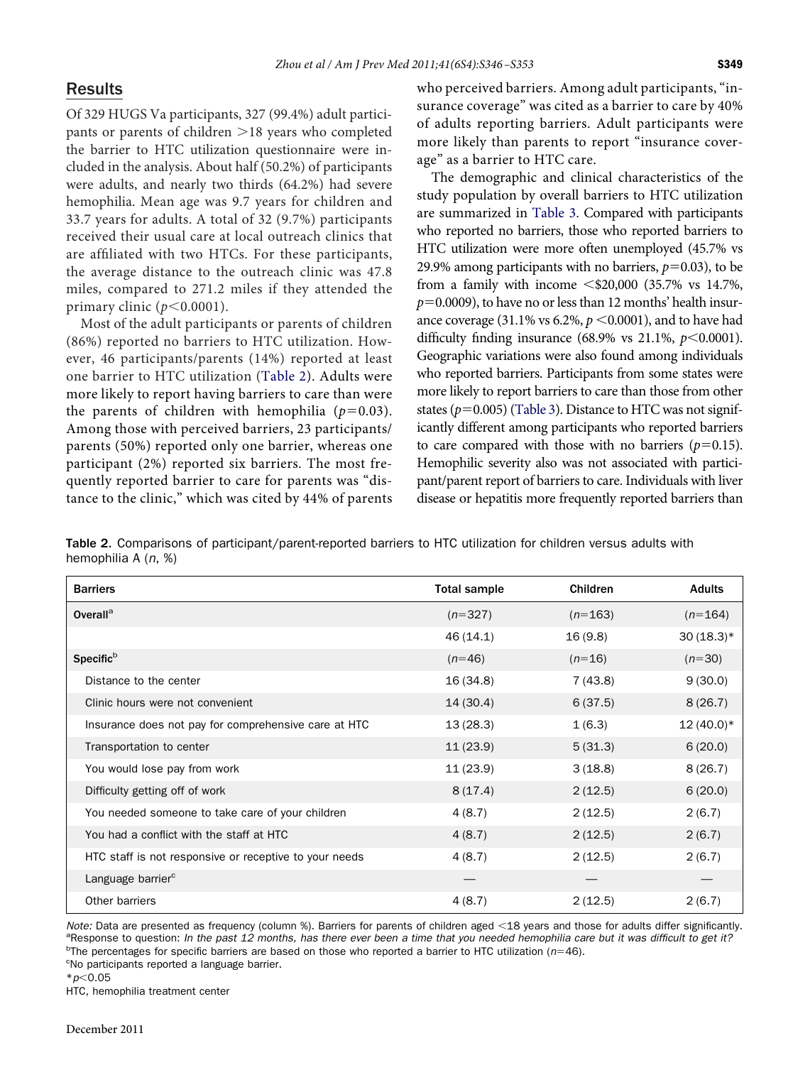## Results

Of 329 HUGS Va participants, 327 (99.4%) adult participants or parents of children >18 years who completed the barrier to HTC utilization questionnaire were included in the analysis. About half (50.2%) of participants were adults, and nearly two thirds (64.2%) had severe hemophilia. Mean age was 9.7 years for children and 33.7 years for adults. A total of 32 (9.7%) participants received their usual care at local outreach clinics that are affiliated with two HTCs. For these participants, the average distance to the outreach clinic was 47.8 miles, compared to 271.2 miles if they attended the primary clinic ($p<0.0001$).

Most of the adult participants or parents of children (86%) reported no barriers to HTC utilization. However, 46 participants/parents (14%) reported at least one barrier to HTC utilization (Table 2). Adults were more likely to report having barriers to care than were the parents of children with hemophilia ($p=0.03$). Among those with perceived barriers, 23 participants/parents (50%) reported only one barrier, whereas one participant (2%) reported six barriers. The most frequently reported barrier to care for parents was "distance to the clinic," which was cited by 44% of parents who perceived barriers. Among adult participants, "insurance coverage" was cited as a barrier to care by 40% of adults reporting barriers. Adult participants were more likely than parents to report "insurance coverage" as a barrier to HTC care.

The demographic and clinical characteristics of the study population by overall barriers to HTC utilization are summarized in Table 3. Compared with participants who reported no barriers, those who reported barriers to HTC utilization were more often unemployed (45.7% vs 29.9% among participants with no barriers, $p=0.03$), to be from a family with income <$20,000 (35.7% vs 14.7%, $p=0.0009$), to have no or less than 12 months' health insurance coverage (31.1% vs 6.2%, $p<0.0001$), and to have had difficulty finding insurance (68.9% vs 21.1%, $p<0.0001$). Geographic variations were also found among individuals who reported barriers. Participants from some states were more likely to report barriers to care than those from other states ($p=0.005$) (Table 3). Distance to HTC was not significantly different among participants who reported barriers to care compared with those with no barriers ($p=0.15$). Hemophilic severity also was not associated with participant/parent report of barriers to care. Individuals with liver disease or hepatitis more frequently reported barriers than

**Table 2.** Comparisons of participant/parent-reported barriers to HTC utilization for children versus adults with hemophilia A (*n*, %)

| Barriers | Total sample | Children | Adults |
|---|---|---|---|
| **Overall**[a] | (*n*=327) | (*n*=163) | (*n*=164) |
| | 46 (14.1) | 16 (9.8) | 30 (18.3)* |
| **Specific**[b] | (*n*=46) | (*n*=16) | (*n*=30) |
| Distance to the center | 16 (34.8) | 7 (43.8) | 9 (30.0) |
| Clinic hours were not convenient | 14 (30.4) | 6 (37.5) | 8 (26.7) |
| Insurance does not pay for comprehensive care at HTC | 13 (28.3) | 1 (6.3) | 12 (40.0)* |
| Transportation to center | 11 (23.9) | 5 (31.3) | 6 (20.0) |
| You would lose pay from work | 11 (23.9) | 3 (18.8) | 8 (26.7) |
| Difficulty getting off of work | 8 (17.4) | 2 (12.5) | 6 (20.0) |
| You needed someone to take care of your children | 4 (8.7) | 2 (12.5) | 2 (6.7) |
| You had a conflict with the staff at HTC | 4 (8.7) | 2 (12.5) | 2 (6.7) |
| HTC staff is not responsive or receptive to your needs | 4 (8.7) | 2 (12.5) | 2 (6.7) |
| Language barrier[c] | — | — | — |
| Other barriers | 4 (8.7) | 2 (12.5) | 2 (6.7) |

*Note:* Data are presented as frequency (column %). Barriers for parents of children aged <18 years and those for adults differ significantly.
[a]Response to question: *In the past 12 months, has there ever been a time that you needed hemophilia care but it was difficult to get it?*
[b]The percentages for specific barriers are based on those who reported a barrier to HTC utilization (*n*=46).
[c]No participants reported a language barrier.
*$p<0.05$
HTC, hemophilia treatment center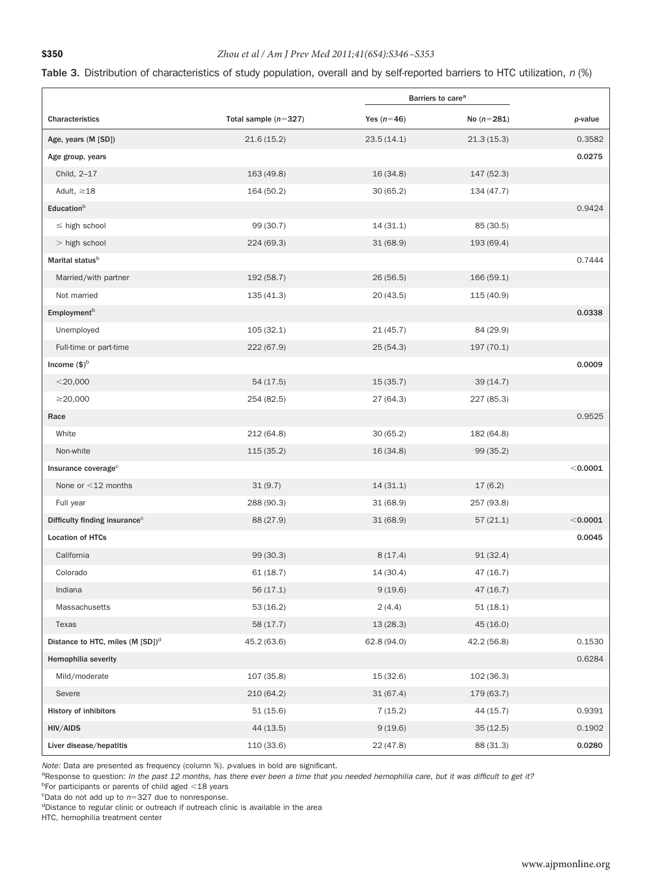**Table 3.** Distribution of characteristics of study population, overall and by self-reported barriers to HTC utilization, *n* (%)

| Characteristics | Total sample ($n$=327) | Barriers to care[a] Yes ($n$=46) | Barriers to care[a] No ($n$=281) | *p*-value |
|---|---|---|---|---|
| Age, years (M [SD]) | 21.6 (15.2) | 23.5 (14.1) | 21.3 (15.3) | 0.3582 |
| Age group, years | | | | **0.0275** |
| Child, 2–17 | 163 (49.8) | 16 (34.8) | 147 (52.3) | |
| Adult, ≥18 | 164 (50.2) | 30 (65.2) | 134 (47.7) | |
| Education[b] | | | | 0.9424 |
| ≤ high school | 99 (30.7) | 14 (31.1) | 85 (30.5) | |
| > high school | 224 (69.3) | 31 (68.9) | 193 (69.4) | |
| Marital status[b] | | | | 0.7444 |
| Married/with partner | 192 (58.7) | 26 (56.5) | 166 (59.1) | |
| Not married | 135 (41.3) | 20 (43.5) | 115 (40.9) | |
| Employment[b] | | | | **0.0338** |
| Unemployed | 105 (32.1) | 21 (45.7) | 84 (29.9) | |
| Full-time or part-time | 222 (67.9) | 25 (54.3) | 197 (70.1) | |
| Income ($)[b] | | | | **0.0009** |
| <20,000 | 54 (17.5) | 15 (35.7) | 39 (14.7) | |
| ≥20,000 | 254 (82.5) | 27 (64.3) | 227 (85.3) | |
| Race | | | | 0.9525 |
| White | 212 (64.8) | 30 (65.2) | 182 (64.8) | |
| Non-white | 115 (35.2) | 16 (34.8) | 99 (35.2) | |
| Insurance coverage[c] | | | | **<0.0001** |
| None or <12 months | 31 (9.7) | 14 (31.1) | 17 (6.2) | |
| Full year | 288 (90.3) | 31 (68.9) | 257 (93.8) | |
| Difficulty finding insurance[c] | 88 (27.9) | 31 (68.9) | 57 (21.1) | **<0.0001** |
| Location of HTCs | | | | **0.0045** |
| California | 99 (30.3) | 8 (17.4) | 91 (32.4) | |
| Colorado | 61 (18.7) | 14 (30.4) | 47 (16.7) | |
| Indiana | 56 (17.1) | 9 (19.6) | 47 (16.7) | |
| Massachusetts | 53 (16.2) | 2 (4.4) | 51 (18.1) | |
| Texas | 58 (17.7) | 13 (28.3) | 45 (16.0) | |
| Distance to HTC, miles (M [SD])[d] | 45.2 (63.6) | 62.8 (94.0) | 42.2 (56.8) | 0.1530 |
| Hemophilia severity | | | | 0.6284 |
| Mild/moderate | 107 (35.8) | 15 (32.6) | 102 (36.3) | |
| Severe | 210 (64.2) | 31 (67.4) | 179 (63.7) | |
| History of inhibitors | 51 (15.6) | 7 (15.2) | 44 (15.7) | 0.9391 |
| HIV/AIDS | 44 (13.5) | 9 (19.6) | 35 (12.5) | 0.1902 |
| Liver disease/hepatitis | 110 (33.6) | 22 (47.8) | 88 (31.3) | **0.0280** |

*Note:* Data are presented as frequency (column %). *p*-values in bold are significant.

[a]Response to question: *In the past 12 months, has there ever been a time that you needed hemophilia care, but it was difficult to get it?*

[b]For participants or parents of child aged <18 years

[c]Data do not add up to $n$=327 due to nonresponse.

[d]Distance to regular clinic or outreach if outreach clinic is available in the area

HTC, hemophilia treatment center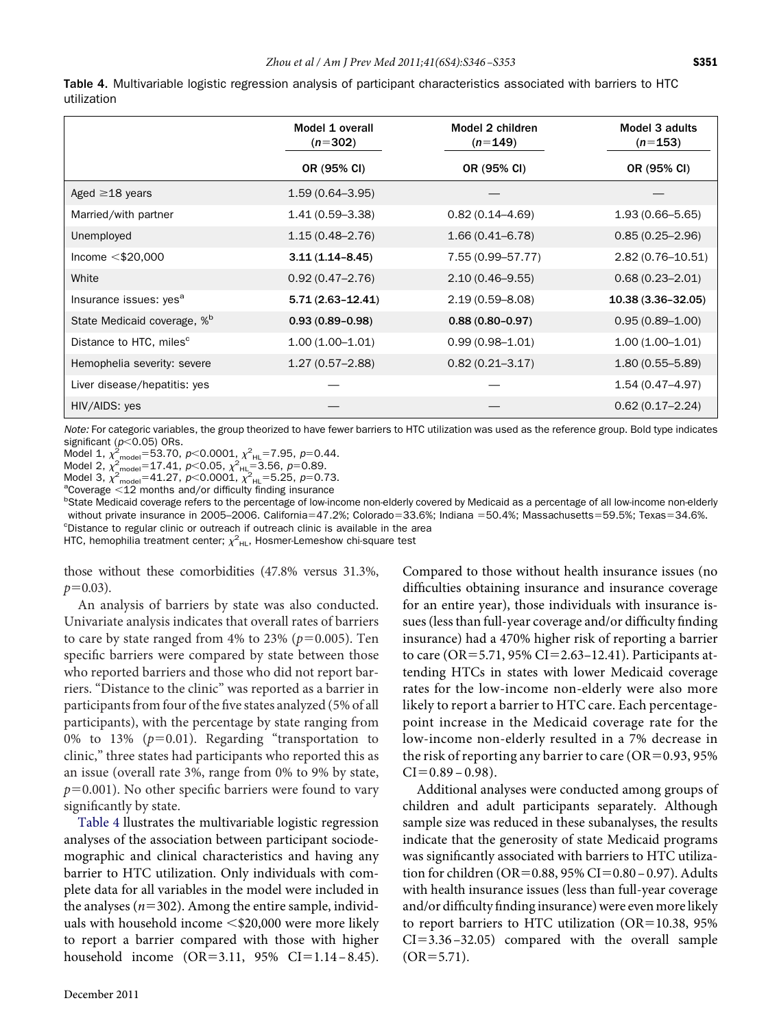**Table 4.** Multivariable logistic regression analysis of participant characteristics associated with barriers to HTC utilization

| | Model 1 overall ($n$=302) | Model 2 children ($n$=149) | Model 3 adults ($n$=153) |
|---|---|---|---|
| | OR (95% CI) | OR (95% CI) | OR (95% CI) |
| Aged ≥18 years | 1.59 (0.64–3.95) | — | — |
| Married/with partner | 1.41 (0.59–3.38) | 0.82 (0.14–4.69) | 1.93 (0.66–5.65) |
| Unemployed | 1.15 (0.48–2.76) | 1.66 (0.41–6.78) | 0.85 (0.25–2.96) |
| Income <$20,000 | **3.11 (1.14–8.45)** | 7.55 (0.99–57.77) | 2.82 (0.76–10.51) |
| White | 0.92 (0.47–2.76) | 2.10 (0.46–9.55) | 0.68 (0.23–2.01) |
| Insurance issues: yes[a] | **5.71 (2.63–12.41)** | 2.19 (0.59–8.08) | **10.38 (3.36–32.05)** |
| State Medicaid coverage, %[b] | **0.93 (0.89–0.98)** | **0.88 (0.80–0.97)** | 0.95 (0.89–1.00) |
| Distance to HTC, miles[c] | 1.00 (1.00–1.01) | 0.99 (0.98–1.01) | 1.00 (1.00–1.01) |
| Hemophelia severity: severe | 1.27 (0.57–2.88) | 0.82 (0.21–3.17) | 1.80 (0.55–5.89) |
| Liver disease/hepatitis: yes | — | — | 1.54 (0.47–4.97) |
| HIV/AIDS: yes | — | — | 0.62 (0.17–2.24) |

*Note:* For categoric variables, the group theorized to have fewer barriers to HTC utilization was used as the reference group. Bold type indicates significant ($p<0.05$) ORs.
Model 1, $\chi^2_{model}=53.70$, $p<0.0001$, $\chi^2_{HL}=7.95$, $p=0.44$.
Model 2, $\chi^2_{model}=17.41$, $p<0.05$, $\chi^2_{HL}=3.56$, $p=0.89$.
Model 3, $\chi^2_{model}=41.27$, $p<0.0001$, $\chi^2_{HL}=5.25$, $p=0.73$.
[a]Coverage <12 months and/or difficulty finding insurance
[b]State Medicaid coverage refers to the percentage of low-income non-elderly covered by Medicaid as a percentage of all low-income non-elderly without private insurance in 2005–2006. California=47.2%; Colorado=33.6%; Indiana =50.4%; Massachusetts=59.5%; Texas=34.6%.
[c]Distance to regular clinic or outreach if outreach clinic is available in the area
HTC, hemophilia treatment center; $\chi^2_{HL}$, Hosmer-Lemeshow chi-square test

those without these comorbidities (47.8% versus 31.3%, $p$=0.03).

An analysis of barriers by state was also conducted. Univariate analysis indicates that overall rates of barriers to care by state ranged from 4% to 23% ($p$=0.005). Ten specific barriers were compared by state between those who reported barriers and those who did not report barriers. "Distance to the clinic" was reported as a barrier in participants from four of the five states analyzed (5% of all participants), with the percentage by state ranging from 0% to 13% ($p$=0.01). Regarding "transportation to clinic," three states had participants who reported this as an issue (overall rate 3%, range from 0% to 9% by state, $p$=0.001). No other specific barriers were found to vary significantly by state.

Table 4 llustrates the multivariable logistic regression analyses of the association between participant sociodemographic and clinical characteristics and having any barrier to HTC utilization. Only individuals with complete data for all variables in the model were included in the analyses ($n$=302). Among the entire sample, individuals with household income <$20,000 were more likely to report a barrier compared with those with higher household income (OR=3.11, 95% CI=1.14–8.45). Compared to those without health insurance issues (no difficulties obtaining insurance and insurance coverage for an entire year), those individuals with insurance issues (less than full-year coverage and/or difficulty finding insurance) had a 470% higher risk of reporting a barrier to care (OR=5.71, 95% CI=2.63–12.41). Participants attending HTCs in states with lower Medicaid coverage rates for the low-income non-elderly were also more likely to report a barrier to HTC care. Each percentage-point increase in the Medicaid coverage rate for the low-income non-elderly resulted in a 7% decrease in the risk of reporting any barrier to care (OR=0.93, 95% CI=0.89–0.98).

Additional analyses were conducted among groups of children and adult participants separately. Although sample size was reduced in these subanalyses, the results indicate that the generosity of state Medicaid programs was significantly associated with barriers to HTC utilization for children (OR=0.88, 95% CI=0.80–0.97). Adults with health insurance issues (less than full-year coverage and/or difficulty finding insurance) were even more likely to report barriers to HTC utilization (OR=10.38, 95% CI=3.36–32.05) compared with the overall sample (OR=5.71).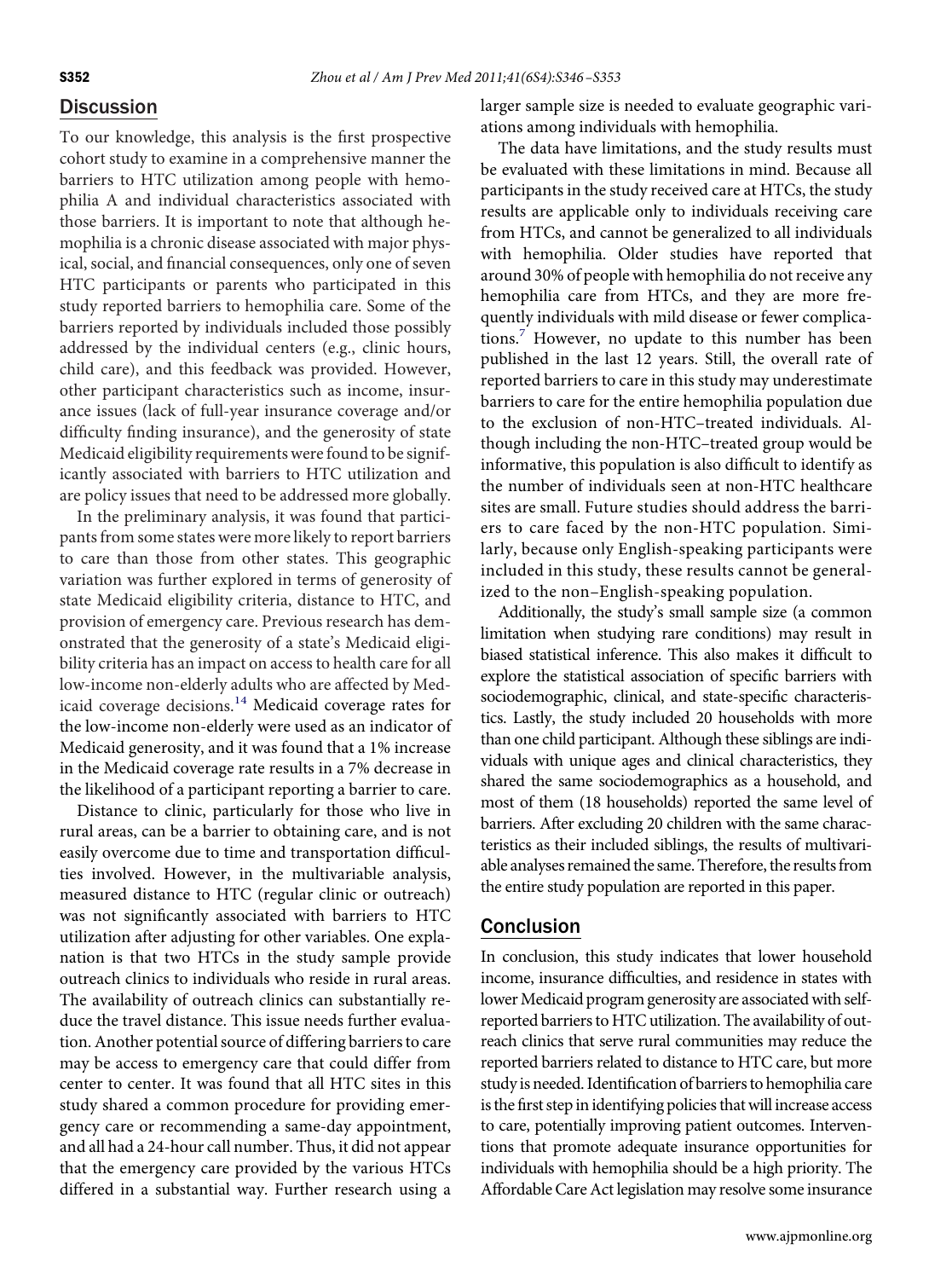## Discussion

To our knowledge, this analysis is the first prospective cohort study to examine in a comprehensive manner the barriers to HTC utilization among people with hemophilia A and individual characteristics associated with those barriers. It is important to note that although hemophilia is a chronic disease associated with major physical, social, and financial consequences, only one of seven HTC participants or parents who participated in this study reported barriers to hemophilia care. Some of the barriers reported by individuals included those possibly addressed by the individual centers (e.g., clinic hours, child care), and this feedback was provided. However, other participant characteristics such as income, insurance issues (lack of full-year insurance coverage and/or difficulty finding insurance), and the generosity of state Medicaid eligibility requirements were found to be significantly associated with barriers to HTC utilization and are policy issues that need to be addressed more globally.

In the preliminary analysis, it was found that participants from some states were more likely to report barriers to care than those from other states. This geographic variation was further explored in terms of generosity of state Medicaid eligibility criteria, distance to HTC, and provision of emergency care. Previous research has demonstrated that the generosity of a state's Medicaid eligibility criteria has an impact on access to health care for all low-income non-elderly adults who are affected by Medicaid coverage decisions.[14] Medicaid coverage rates for the low-income non-elderly were used as an indicator of Medicaid generosity, and it was found that a 1% increase in the Medicaid coverage rate results in a 7% decrease in the likelihood of a participant reporting a barrier to care.

Distance to clinic, particularly for those who live in rural areas, can be a barrier to obtaining care, and is not easily overcome due to time and transportation difficulties involved. However, in the multivariable analysis, measured distance to HTC (regular clinic or outreach) was not significantly associated with barriers to HTC utilization after adjusting for other variables. One explanation is that two HTCs in the study sample provide outreach clinics to individuals who reside in rural areas. The availability of outreach clinics can substantially reduce the travel distance. This issue needs further evaluation. Another potential source of differing barriers to care may be access to emergency care that could differ from center to center. It was found that all HTC sites in this study shared a common procedure for providing emergency care or recommending a same-day appointment, and all had a 24-hour call number. Thus, it did not appear that the emergency care provided by the various HTCs differed in a substantial way. Further research using a larger sample size is needed to evaluate geographic variations among individuals with hemophilia.

The data have limitations, and the study results must be evaluated with these limitations in mind. Because all participants in the study received care at HTCs, the study results are applicable only to individuals receiving care from HTCs, and cannot be generalized to all individuals with hemophilia. Older studies have reported that around 30% of people with hemophilia do not receive any hemophilia care from HTCs, and they are more frequently individuals with mild disease or fewer complications.[7] However, no update to this number has been published in the last 12 years. Still, the overall rate of reported barriers to care in this study may underestimate barriers to care for the entire hemophilia population due to the exclusion of non-HTC–treated individuals. Although including the non-HTC–treated group would be informative, this population is also difficult to identify as the number of individuals seen at non-HTC healthcare sites are small. Future studies should address the barriers to care faced by the non-HTC population. Similarly, because only English-speaking participants were included in this study, these results cannot be generalized to the non–English-speaking population.

Additionally, the study's small sample size (a common limitation when studying rare conditions) may result in biased statistical inference. This also makes it difficult to explore the statistical association of specific barriers with sociodemographic, clinical, and state-specific characteristics. Lastly, the study included 20 households with more than one child participant. Although these siblings are individuals with unique ages and clinical characteristics, they shared the same sociodemographics as a household, and most of them (18 households) reported the same level of barriers. After excluding 20 children with the same characteristics as their included siblings, the results of multivariable analyses remained the same. Therefore, the results from the entire study population are reported in this paper.

## Conclusion

In conclusion, this study indicates that lower household income, insurance difficulties, and residence in states with lower Medicaid program generosity are associated with self-reported barriers to HTC utilization. The availability of outreach clinics that serve rural communities may reduce the reported barriers related to distance to HTC care, but more study is needed. Identification of barriers to hemophilia care is the first step in identifying policies that will increase access to care, potentially improving patient outcomes. Interventions that promote adequate insurance opportunities for individuals with hemophilia should be a high priority. The Affordable Care Act legislation may resolve some insurance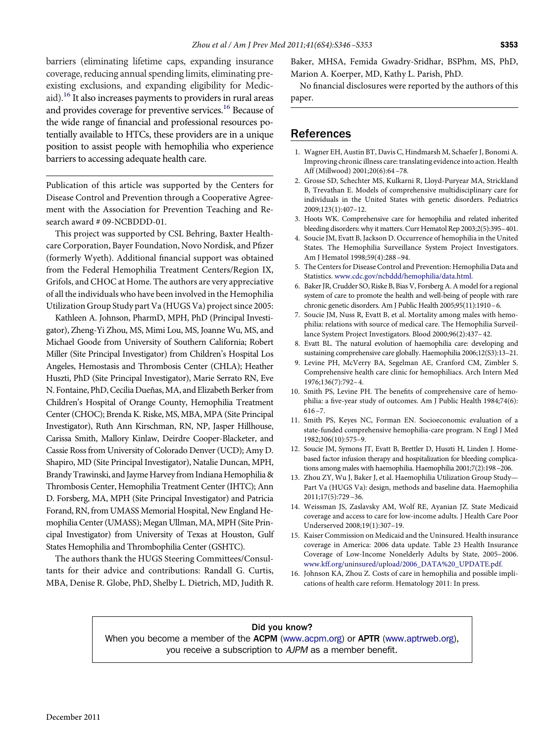barriers (eliminating lifetime caps, expanding insurance coverage, reducing annual spending limits, eliminating preexisting exclusions, and expanding eligibility for Medicaid).[16] It also increases payments to providers in rural areas and provides coverage for preventive services.[16] Because of the wide range of financial and professional resources potentially available to HTCs, these providers are in a unique position to assist people with hemophilia who experience barriers to accessing adequate health care.

---

Publication of this article was supported by the Centers for Disease Control and Prevention through a Cooperative Agreement with the Association for Prevention Teaching and Research award # 09-NCBDDD-01.

This project was supported by CSL Behring, Baxter Healthcare Corporation, Bayer Foundation, Novo Nordisk, and Pfizer (formerly Wyeth). Additional financial support was obtained from the Federal Hemophilia Treatment Centers/Region IX, Grifols, and CHOC at Home. The authors are very appreciative of all the individuals who have been involved in the Hemophilia Utilization Group Study part Va (HUGS Va) project since 2005:

Kathleen A. Johnson, PharmD, MPH, PhD (Principal Investigator), Zheng-Yi Zhou, MS, Mimi Lou, MS, Joanne Wu, MS, and Michael Goode from University of Southern California; Robert Miller (Site Principal Investigator) from Children's Hospital Los Angeles, Hemostasis and Thrombosis Center (CHLA); Heather Huszti, PhD (Site Principal Investigator), Marie Serrato RN, Eve N. Fontaine, PhD, Cecilia Dueñas, MA, and Elizabeth Berker from Children's Hospital of Orange County, Hemophilia Treatment Center (CHOC); Brenda K. Riske, MS, MBA, MPA (Site Principal Investigator), Ruth Ann Kirschman, RN, NP, Jasper Hillhouse, Carissa Smith, Mallory Kinlaw, Deirdre Cooper-Blacketer, and Cassie Ross from University of Colorado Denver (UCD); Amy D. Shapiro, MD (Site Principal Investigator), Natalie Duncan, MPH, Brandy Trawinski, and Jayme Harvey from Indiana Hemophilia & Thrombosis Center, Hemophilia Treatment Center (IHTC); Ann D. Forsberg, MA, MPH (Site Principal Investigator) and Patricia Forand, RN, from UMASS Memorial Hospital, New England Hemophilia Center (UMASS); Megan Ullman, MA, MPH (Site Principal Investigator) from University of Texas at Houston, Gulf States Hemophilia and Thrombophilia Center (GSHTC).

The authors thank the HUGS Steering Committees/Consultants for their advice and contributions: Randall G. Curtis, MBA, Denise R. Globe, PhD, Shelby L. Dietrich, MD, Judith R. Baker, MHSA, Femida Gwadry-Sridhar, BSPhm, MS, PhD, Marion A. Koerper, MD, Kathy L. Parish, PhD.

No financial disclosures were reported by the authors of this paper.

## References

1. Wagner EH, Austin BT, Davis C, Hindmarsh M, Schaefer J, Bonomi A. Improving chronic illness care: translating evidence into action. Health Aff (Millwood) 2001;20(6):64–78.
2. Grosse SD, Schechter MS, Kulkarni R, Lloyd-Puryear MA, Strickland B, Trevathan E. Models of comprehensive multidisciplinary care for individuals in the United States with genetic disorders. Pediatrics 2009;123(1):407–12.
3. Hoots WK. Comprehensive care for hemophilia and related inherited bleeding disorders: why it matters. Curr Hematol Rep 2003;2(5):395–401.
4. Soucie JM, Evatt B, Jackson D. Occurrence of hemophilia in the United States. The Hemophilia Surveillance System Project Investigators. Am J Hematol 1998;59(4):288–94.
5. The Centers for Disease Control and Prevention: Hemophilia Data and Statistics. www.cdc.gov/ncbddd/hemophilia/data.html.
6. Baker JR, Crudder SO, Riske B, Bias V, Forsberg A. A model for a regional system of care to promote the health and well-being of people with rare chronic genetic disorders. Am J Public Health 2005;95(11):1910–6.
7. Soucie JM, Nuss R, Evatt B, et al. Mortality among males with hemophilia: relations with source of medical care. The Hemophilia Surveillance System Project Investigators. Blood 2000;96(2):437–42.
8. Evatt BL. The natural evolution of haemophilia care: developing and sustaining comprehensive care globally. Haemophilia 2006;12(S3):13–21.
9. Levine PH, McVerry BA, Segelman AE, Cranford CM, Zimbler S. Comprehensive health care clinic for hemophiliacs. Arch Intern Med 1976;136(7):792–4.
10. Smith PS, Levine PH. The benefits of comprehensive care of hemophilia: a five-year study of outcomes. Am J Public Health 1984;74(6):616–7.
11. Smith PS, Keyes NC, Forman EN. Socioeconomic evaluation of a state-funded comprehensive hemophilia-care program. N Engl J Med 1982;306(10):575–9.
12. Soucie JM, Symons JT, Evatt B, Brettler D, Huszti H, Linden J. Home-based factor infusion therapy and hospitalization for bleeding complications among males with haemophilia. Haemophilia 2001;7(2):198–206.
13. Zhou ZY, Wu J, Baker J, et al. Haemophilia Utilization Group Study—Part Va (HUGS Va): design, methods and baseline data. Haemophilia 2011;17(5):729–36.
14. Weissman JS, Zaslavsky AM, Wolf RE, Ayanian JZ. State Medicaid coverage and access to care for low-income adults. J Health Care Poor Underserved 2008;19(1):307–19.
15. Kaiser Commission on Medicaid and the Uninsured. Health insurance coverage in America: 2006 data update. Table 23 Health Insurance Coverage of Low-Income Nonelderly Adults by State, 2005–2006. www.kff.org/uninsured/upload/2006_DATA%20_UPDATE.pdf.
16. Johnson KA, Zhou Z. Costs of care in hemophilia and possible implications of health care reform. Hematology 2011: In press.

**Did you know?**
When you become a member of the **ACPM** (www.acpm.org) or **APTR** (www.aptrweb.org), you receive a subscription to *AJPM* as a member benefit.